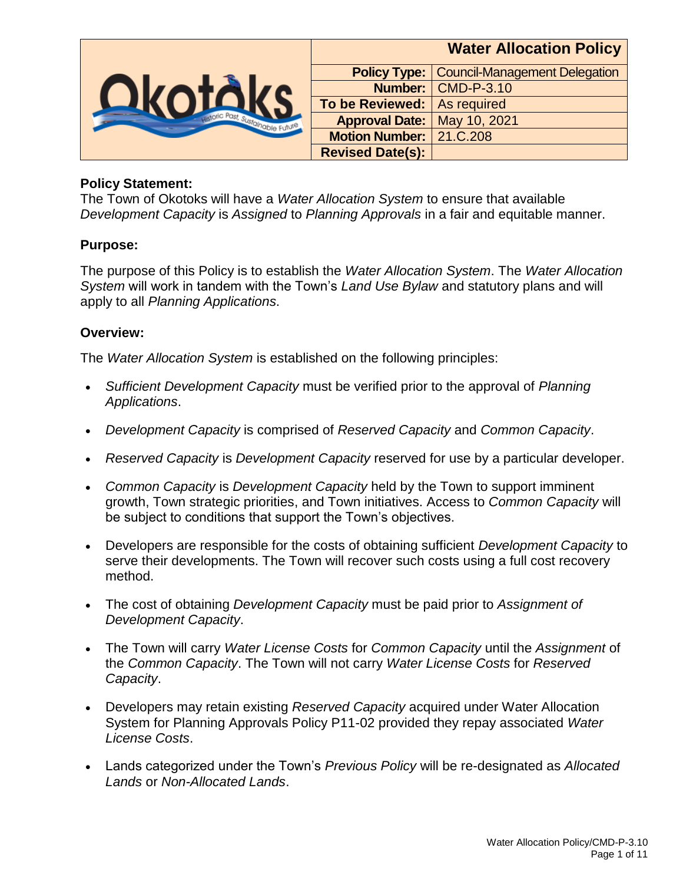| Okotoks — Historic Past, Sustainable Future | Water Allocation Policy | |
|---|---|---|
| | **Policy Type:** | Council-Management Delegation |
| | **Number:** | CMD-P-3.10 |
| | **To be Reviewed:** | As required |
| | **Approval Date:** | May 10, 2021 |
| | **Motion Number:** | 21.C.208 |
| | **Revised Date(s):** | |

**Policy Statement:**
The Town of Okotoks will have a *Water Allocation System* to ensure that available *Development Capacity* is *Assigned* to *Planning Approvals* in a fair and equitable manner.

**Purpose:**

The purpose of this Policy is to establish the *Water Allocation System*. The *Water Allocation System* will work in tandem with the Town's *Land Use Bylaw* and statutory plans and will apply to all *Planning Applications*.

**Overview:**

The *Water Allocation System* is established on the following principles:

- *Sufficient Development Capacity* must be verified prior to the approval of *Planning Applications*.
- *Development Capacity* is comprised of *Reserved Capacity* and *Common Capacity*.
- *Reserved Capacity* is *Development Capacity* reserved for use by a particular developer.
- *Common Capacity* is *Development Capacity* held by the Town to support imminent growth, Town strategic priorities, and Town initiatives. Access to *Common Capacity* will be subject to conditions that support the Town's objectives.
- Developers are responsible for the costs of obtaining sufficient *Development Capacity* to serve their developments. The Town will recover such costs using a full cost recovery method.
- The cost of obtaining *Development Capacity* must be paid prior to *Assignment of Development Capacity*.
- The Town will carry *Water License Costs* for *Common Capacity* until the *Assignment* of the *Common Capacity*. The Town will not carry *Water License Costs* for *Reserved Capacity*.
- Developers may retain existing *Reserved Capacity* acquired under Water Allocation System for Planning Approvals Policy P11-02 provided they repay associated *Water License Costs*.
- Lands categorized under the Town's *Previous Policy* will be re-designated as *Allocated Lands* or *Non-Allocated Lands*.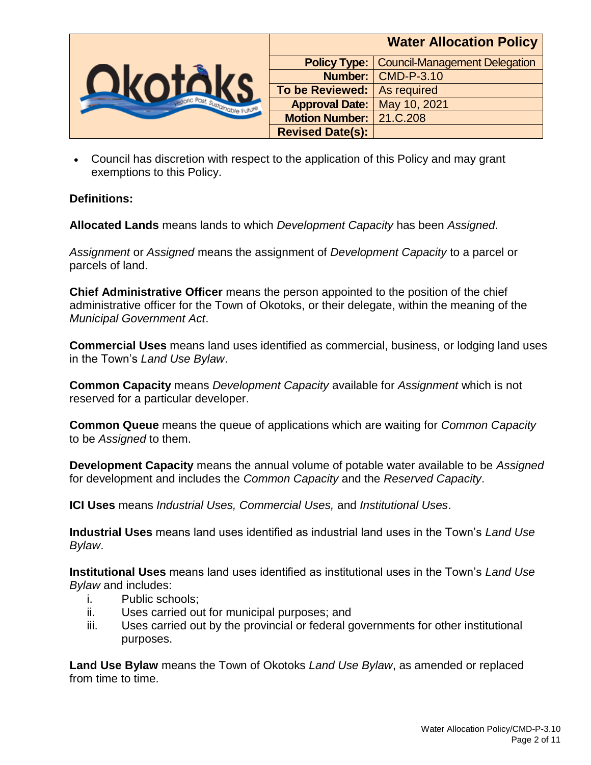| | **Water Allocation Policy** | |
|---|---|---|
| Okotoks – Historic Past, Sustainable Future | **Policy Type:** | Council-Management Delegation |
| | **Number:** | CMD-P-3.10 |
| | **To be Reviewed:** | As required |
| | **Approval Date:** | May 10, 2021 |
| | **Motion Number:** | 21.C.208 |
| | **Revised Date(s):** | |

- Council has discretion with respect to the application of this Policy and may grant exemptions to this Policy.

**Definitions:**

**Allocated Lands** means lands to which *Development Capacity* has been *Assigned*.

*Assignment* or *Assigned* means the assignment of *Development Capacity* to a parcel or parcels of land.

**Chief Administrative Officer** means the person appointed to the position of the chief administrative officer for the Town of Okotoks, or their delegate, within the meaning of the *Municipal Government Act*.

**Commercial Uses** means land uses identified as commercial, business, or lodging land uses in the Town's *Land Use Bylaw*.

**Common Capacity** means *Development Capacity* available for *Assignment* which is not reserved for a particular developer.

**Common Queue** means the queue of applications which are waiting for *Common Capacity* to be *Assigned* to them.

**Development Capacity** means the annual volume of potable water available to be *Assigned* for development and includes the *Common Capacity* and the *Reserved Capacity*.

**ICI Uses** means *Industrial Uses, Commercial Uses,* and *Institutional Uses*.

**Industrial Uses** means land uses identified as industrial land uses in the Town's *Land Use Bylaw*.

**Institutional Uses** means land uses identified as institutional uses in the Town's *Land Use Bylaw* and includes:

i. Public schools;
ii. Uses carried out for municipal purposes; and
iii. Uses carried out by the provincial or federal governments for other institutional purposes.

**Land Use Bylaw** means the Town of Okotoks *Land Use Bylaw*, as amended or replaced from time to time.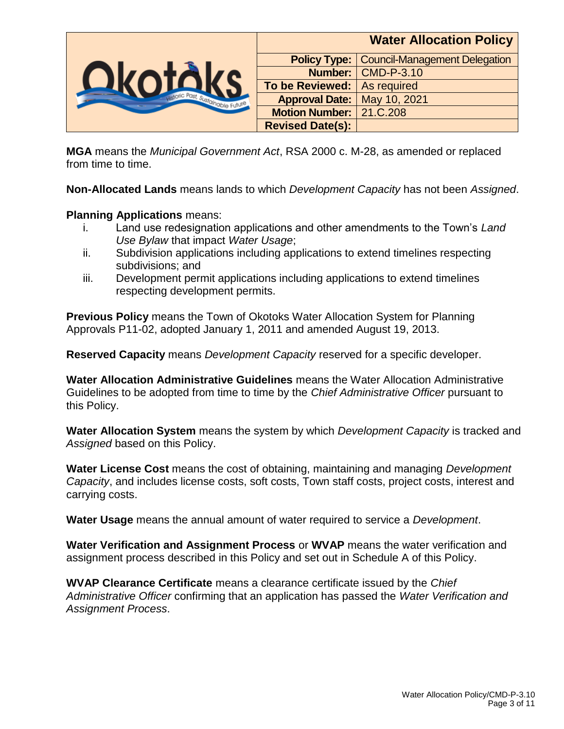**MGA** means the *Municipal Government Act*, RSA 2000 c. M-28, as amended or replaced from time to time.

**Non-Allocated Lands** means lands to which *Development Capacity* has not been *Assigned*.

**Planning Applications** means:

i. Land use redesignation applications and other amendments to the Town's *Land Use Bylaw* that impact *Water Usage*;
ii. Subdivision applications including applications to extend timelines respecting subdivisions; and
iii. Development permit applications including applications to extend timelines respecting development permits.

**Previous Policy** means the Town of Okotoks Water Allocation System for Planning Approvals P11-02, adopted January 1, 2011 and amended August 19, 2013.

**Reserved Capacity** means *Development Capacity* reserved for a specific developer.

**Water Allocation Administrative Guidelines** means the Water Allocation Administrative Guidelines to be adopted from time to time by the *Chief Administrative Officer* pursuant to this Policy.

**Water Allocation System** means the system by which *Development Capacity* is tracked and *Assigned* based on this Policy.

**Water License Cost** means the cost of obtaining, maintaining and managing *Development Capacity*, and includes license costs, soft costs, Town staff costs, project costs, interest and carrying costs.

**Water Usage** means the annual amount of water required to service a *Development*.

**Water Verification and Assignment Process** or **WVAP** means the water verification and assignment process described in this Policy and set out in Schedule A of this Policy.

**WVAP Clearance Certificate** means a clearance certificate issued by the *Chief Administrative Officer* confirming that an application has passed the *Water Verification and Assignment Process*.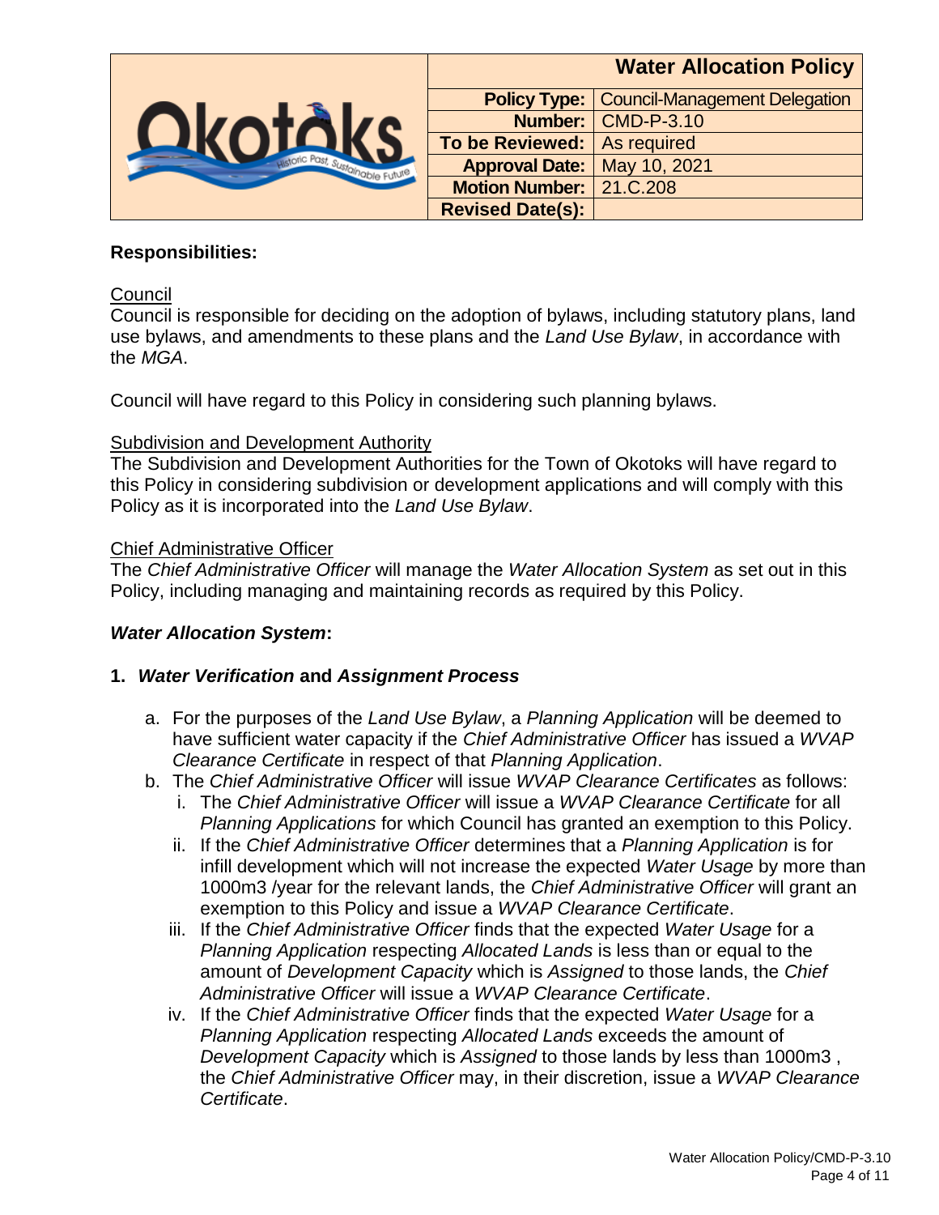| Water Allocation Policy | |
|---|---|
| **Policy Type:** | Council-Management Delegation |
| **Number:** | CMD-P-3.10 |
| **To be Reviewed:** | As required |
| **Approval Date:** | May 10, 2021 |
| **Motion Number:** | 21.C.208 |
| **Revised Date(s):** | |

### Responsibilities:

Council

Council is responsible for deciding on the adoption of bylaws, including statutory plans, land use bylaws, and amendments to these plans and the *Land Use Bylaw*, in accordance with the *MGA*.

Council will have regard to this Policy in considering such planning bylaws.

Subdivision and Development Authority

The Subdivision and Development Authorities for the Town of Okotoks will have regard to this Policy in considering subdivision or development applications and will comply with this Policy as it is incorporated into the *Land Use Bylaw*.

Chief Administrative Officer

The *Chief Administrative Officer* will manage the *Water Allocation System* as set out in this Policy, including managing and maintaining records as required by this Policy.

### ***Water Allocation System*:**

#### 1. *Water Verification* and *Assignment Process*

a. For the purposes of the *Land Use Bylaw*, a *Planning Application* will be deemed to have sufficient water capacity if the *Chief Administrative Officer* has issued a *WVAP Clearance Certificate* in respect of that *Planning Application*.

b. The *Chief Administrative Officer* will issue *WVAP Clearance Certificates* as follows:

   i. The *Chief Administrative Officer* will issue a *WVAP Clearance Certificate* for all *Planning Applications* for which Council has granted an exemption to this Policy.

   ii. If the *Chief Administrative Officer* determines that a *Planning Application* is for infill development which will not increase the expected *Water Usage* by more than 1000m3 /year for the relevant lands, the *Chief Administrative Officer* will grant an exemption to this Policy and issue a *WVAP Clearance Certificate*.

   iii. If the *Chief Administrative Officer* finds that the expected *Water Usage* for a *Planning Application* respecting *Allocated Lands* is less than or equal to the amount of *Development Capacity* which is *Assigned* to those lands, the *Chief Administrative Officer* will issue a *WVAP Clearance Certificate*.

   iv. If the *Chief Administrative Officer* finds that the expected *Water Usage* for a *Planning Application* respecting *Allocated Lands* exceeds the amount of *Development Capacity* which is *Assigned* to those lands by less than 1000m3 , the *Chief Administrative Officer* may, in their discretion, issue a *WVAP Clearance Certificate*.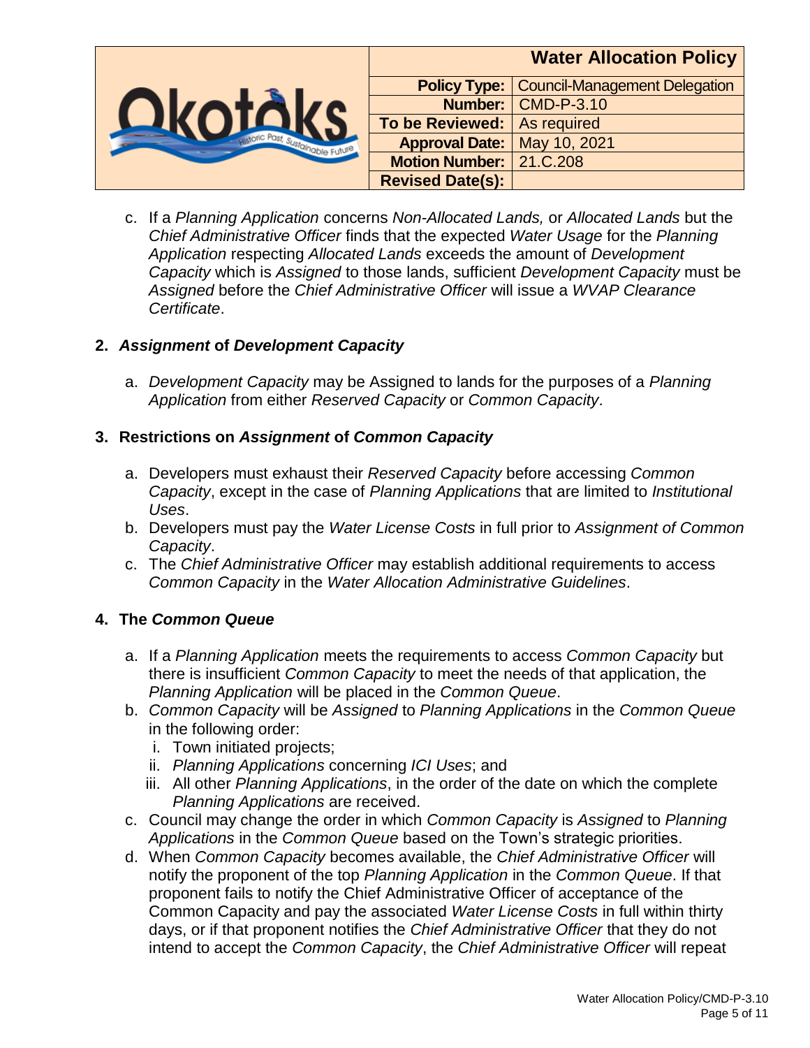c. If a *Planning Application* concerns *Non-Allocated Lands,* or *Allocated Lands* but the *Chief Administrative Officer* finds that the expected *Water Usage* for the *Planning Application* respecting *Allocated Lands* exceeds the amount of *Development Capacity* which is *Assigned* to those lands, sufficient *Development Capacity* must be *Assigned* before the *Chief Administrative Officer* will issue a *WVAP Clearance Certificate*.

## 2. *Assignment* of *Development Capacity*

a. *Development Capacity* may be Assigned to lands for the purposes of a *Planning Application* from either *Reserved Capacity* or *Common Capacity*.

## 3. Restrictions on *Assignment* of *Common Capacity*

a. Developers must exhaust their *Reserved Capacity* before accessing *Common Capacity*, except in the case of *Planning Applications* that are limited to *Institutional Uses*.
b. Developers must pay the *Water License Costs* in full prior to *Assignment of Common Capacity*.
c. The *Chief Administrative Officer* may establish additional requirements to access *Common Capacity* in the *Water Allocation Administrative Guidelines*.

## 4. The *Common Queue*

a. If a *Planning Application* meets the requirements to access *Common Capacity* but there is insufficient *Common Capacity* to meet the needs of that application, the *Planning Application* will be placed in the *Common Queue*.
b. *Common Capacity* will be *Assigned* to *Planning Applications* in the *Common Queue* in the following order:
   i. Town initiated projects;
   ii. *Planning Applications* concerning *ICI Uses*; and
   iii. All other *Planning Applications*, in the order of the date on which the complete *Planning Applications* are received.
c. Council may change the order in which *Common Capacity* is *Assigned* to *Planning Applications* in the *Common Queue* based on the Town's strategic priorities.
d. When *Common Capacity* becomes available, the *Chief Administrative Officer* will notify the proponent of the top *Planning Application* in the *Common Queue*. If that proponent fails to notify the Chief Administrative Officer of acceptance of the Common Capacity and pay the associated *Water License Costs* in full within thirty days, or if that proponent notifies the *Chief Administrative Officer* that they do not intend to accept the *Common Capacity*, the *Chief Administrative Officer* will repeat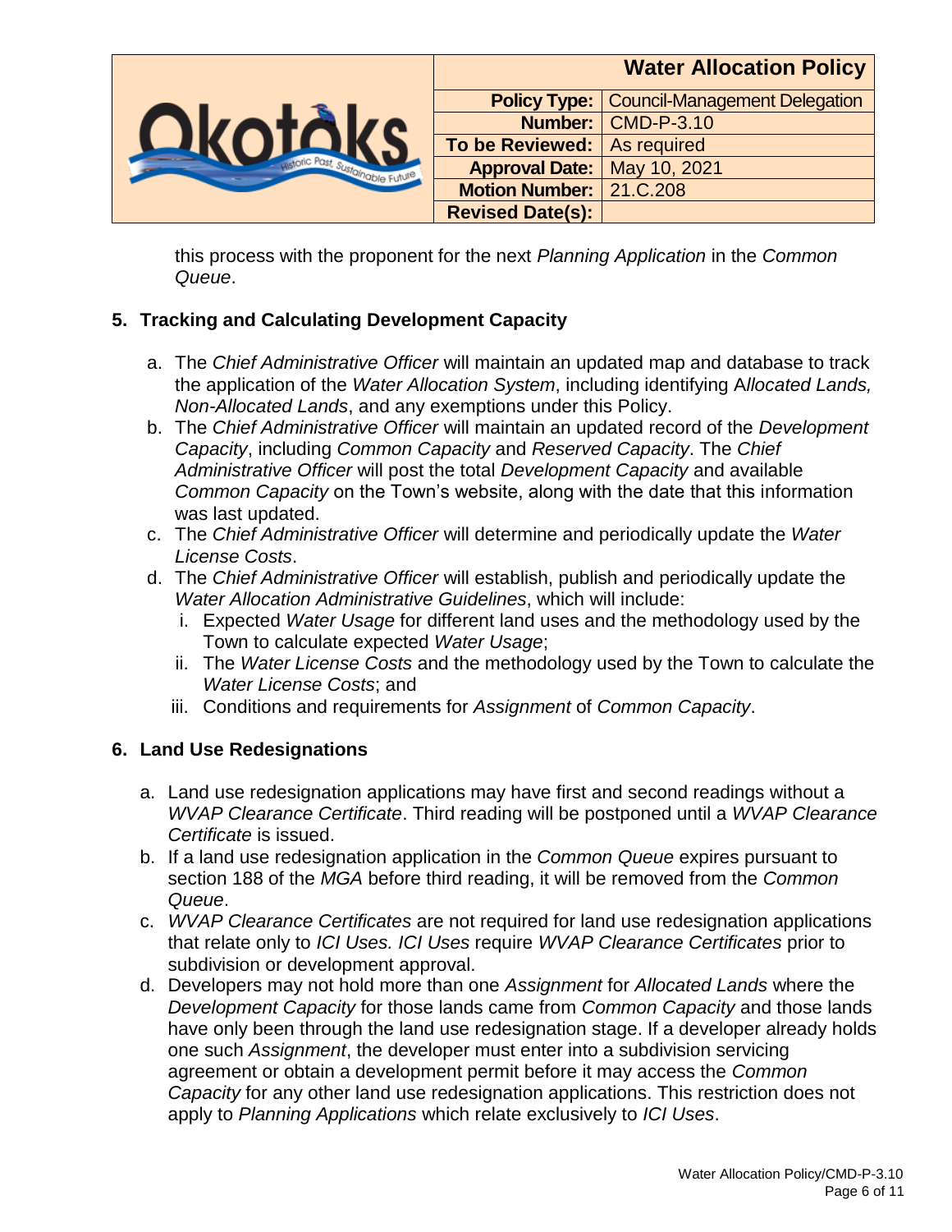this process with the proponent for the next *Planning Application* in the *Common Queue*.

## 5. Tracking and Calculating Development Capacity

a. The *Chief Administrative Officer* will maintain an updated map and database to track the application of the *Water Allocation System*, including identifying A*llocated Lands, Non-Allocated Lands*, and any exemptions under this Policy.

b. The *Chief Administrative Officer* will maintain an updated record of the *Development Capacity*, including *Common Capacity* and *Reserved Capacity*. The *Chief Administrative Officer* will post the total *Development Capacity* and available *Common Capacity* on the Town's website, along with the date that this information was last updated.

c. The *Chief Administrative Officer* will determine and periodically update the *Water License Costs*.

d. The *Chief Administrative Officer* will establish, publish and periodically update the *Water Allocation Administrative Guidelines*, which will include:

   i. Expected *Water Usage* for different land uses and the methodology used by the Town to calculate expected *Water Usage*;

   ii. The *Water License Costs* and the methodology used by the Town to calculate the *Water License Costs*; and

   iii. Conditions and requirements for *Assignment* of *Common Capacity*.

## 6. Land Use Redesignations

a. Land use redesignation applications may have first and second readings without a *WVAP Clearance Certificate*. Third reading will be postponed until a *WVAP Clearance Certificate* is issued.

b. If a land use redesignation application in the *Common Queue* expires pursuant to section 188 of the *MGA* before third reading, it will be removed from the *Common Queue*.

c. *WVAP Clearance Certificates* are not required for land use redesignation applications that relate only to *ICI Uses. ICI Uses* require *WVAP Clearance Certificates* prior to subdivision or development approval.

d. Developers may not hold more than one *Assignment* for *Allocated Lands* where the *Development Capacity* for those lands came from *Common Capacity* and those lands have only been through the land use redesignation stage. If a developer already holds one such *Assignment*, the developer must enter into a subdivision servicing agreement or obtain a development permit before it may access the *Common Capacity* for any other land use redesignation applications. This restriction does not apply to *Planning Applications* which relate exclusively to *ICI Uses*.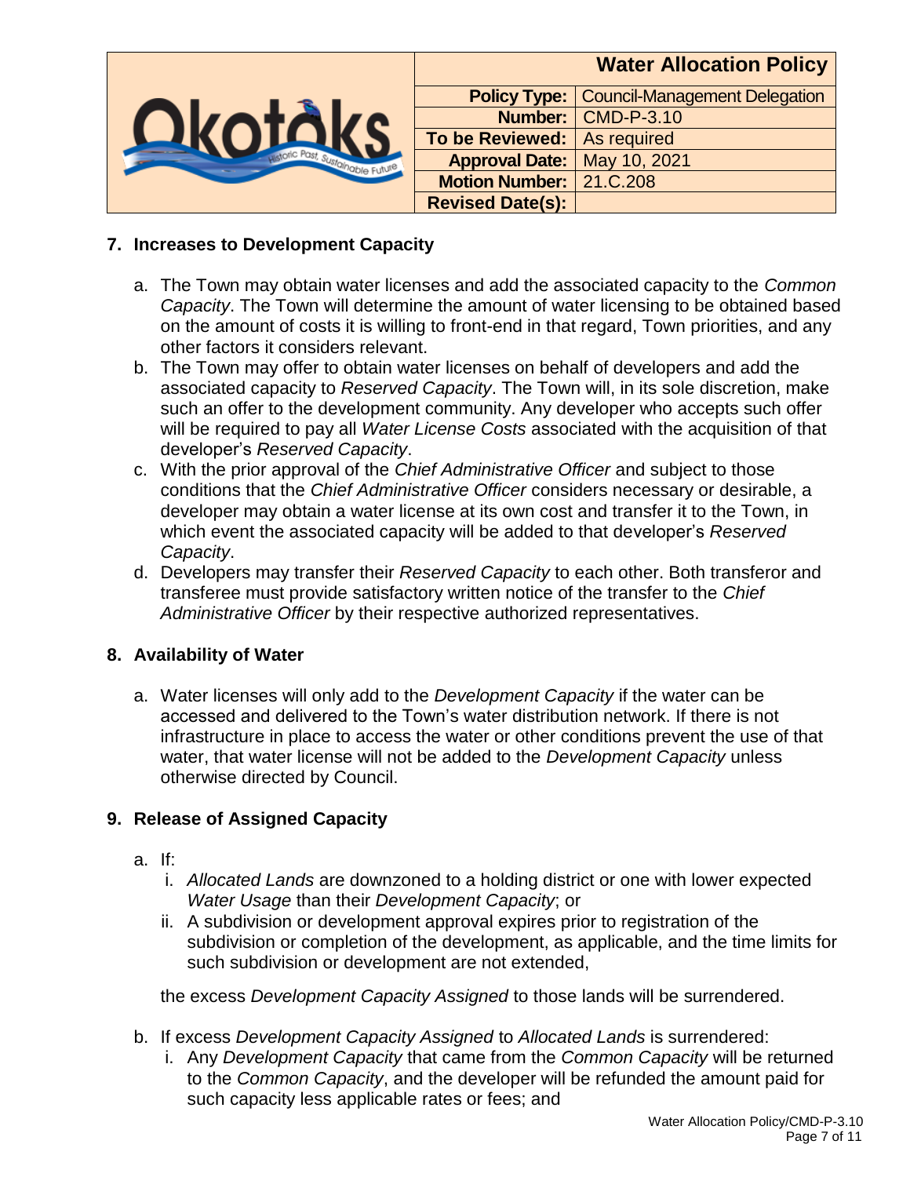## 7. Increases to Development Capacity

a. The Town may obtain water licenses and add the associated capacity to the *Common Capacity*. The Town will determine the amount of water licensing to be obtained based on the amount of costs it is willing to front-end in that regard, Town priorities, and any other factors it considers relevant.

b. The Town may offer to obtain water licenses on behalf of developers and add the associated capacity to *Reserved Capacity*. The Town will, in its sole discretion, make such an offer to the development community. Any developer who accepts such offer will be required to pay all *Water License Costs* associated with the acquisition of that developer's *Reserved Capacity*.

c. With the prior approval of the *Chief Administrative Officer* and subject to those conditions that the *Chief Administrative Officer* considers necessary or desirable, a developer may obtain a water license at its own cost and transfer it to the Town, in which event the associated capacity will be added to that developer's *Reserved Capacity*.

d. Developers may transfer their *Reserved Capacity* to each other. Both transferor and transferee must provide satisfactory written notice of the transfer to the *Chief Administrative Officer* by their respective authorized representatives.

## 8. Availability of Water

a. Water licenses will only add to the *Development Capacity* if the water can be accessed and delivered to the Town's water distribution network. If there is not infrastructure in place to access the water or other conditions prevent the use of that water, that water license will not be added to the *Development Capacity* unless otherwise directed by Council.

## 9. Release of Assigned Capacity

a. If:
   i. *Allocated Lands* are downzoned to a holding district or one with lower expected *Water Usage* than their *Development Capacity*; or
   ii. A subdivision or development approval expires prior to registration of the subdivision or completion of the development, as applicable, and the time limits for such subdivision or development are not extended,

   the excess *Development Capacity Assigned* to those lands will be surrendered.

b. If excess *Development Capacity Assigned* to *Allocated Lands* is surrendered:
   i. Any *Development Capacity* that came from the *Common Capacity* will be returned to the *Common Capacity*, and the developer will be refunded the amount paid for such capacity less applicable rates or fees; and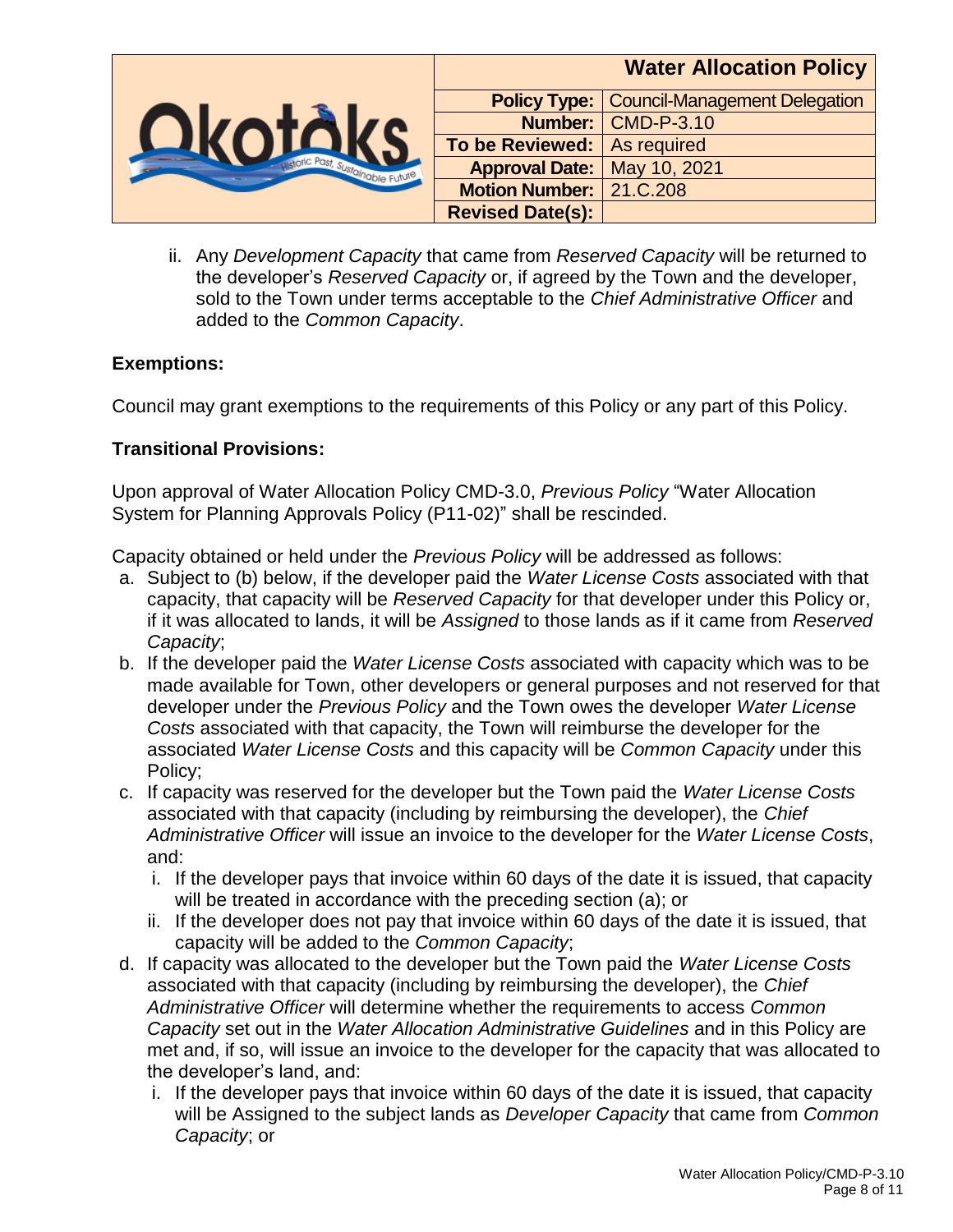ii. Any *Development Capacity* that came from *Reserved Capacity* will be returned to the developer's *Reserved Capacity* or, if agreed by the Town and the developer, sold to the Town under terms acceptable to the *Chief Administrative Officer* and added to the *Common Capacity*.

**Exemptions:**

Council may grant exemptions to the requirements of this Policy or any part of this Policy.

**Transitional Provisions:**

Upon approval of Water Allocation Policy CMD-3.0, *Previous Policy* "Water Allocation System for Planning Approvals Policy (P11-02)" shall be rescinded.

Capacity obtained or held under the *Previous Policy* will be addressed as follows:

a. Subject to (b) below, if the developer paid the *Water License Costs* associated with that capacity, that capacity will be *Reserved Capacity* for that developer under this Policy or, if it was allocated to lands, it will be *Assigned* to those lands as if it came from *Reserved Capacity*;
b. If the developer paid the *Water License Costs* associated with capacity which was to be made available for Town, other developers or general purposes and not reserved for that developer under the *Previous Policy* and the Town owes the developer *Water License Costs* associated with that capacity, the Town will reimburse the developer for the associated *Water License Costs* and this capacity will be *Common Capacity* under this Policy;
c. If capacity was reserved for the developer but the Town paid the *Water License Costs* associated with that capacity (including by reimbursing the developer), the *Chief Administrative Officer* will issue an invoice to the developer for the *Water License Costs*, and:
   i. If the developer pays that invoice within 60 days of the date it is issued, that capacity will be treated in accordance with the preceding section (a); or
   ii. If the developer does not pay that invoice within 60 days of the date it is issued, that capacity will be added to the *Common Capacity*;
d. If capacity was allocated to the developer but the Town paid the *Water License Costs* associated with that capacity (including by reimbursing the developer), the *Chief Administrative Officer* will determine whether the requirements to access *Common Capacity* set out in the *Water Allocation Administrative Guidelines* and in this Policy are met and, if so, will issue an invoice to the developer for the capacity that was allocated to the developer's land, and:
   i. If the developer pays that invoice within 60 days of the date it is issued, that capacity will be Assigned to the subject lands as *Developer Capacity* that came from *Common Capacity*; or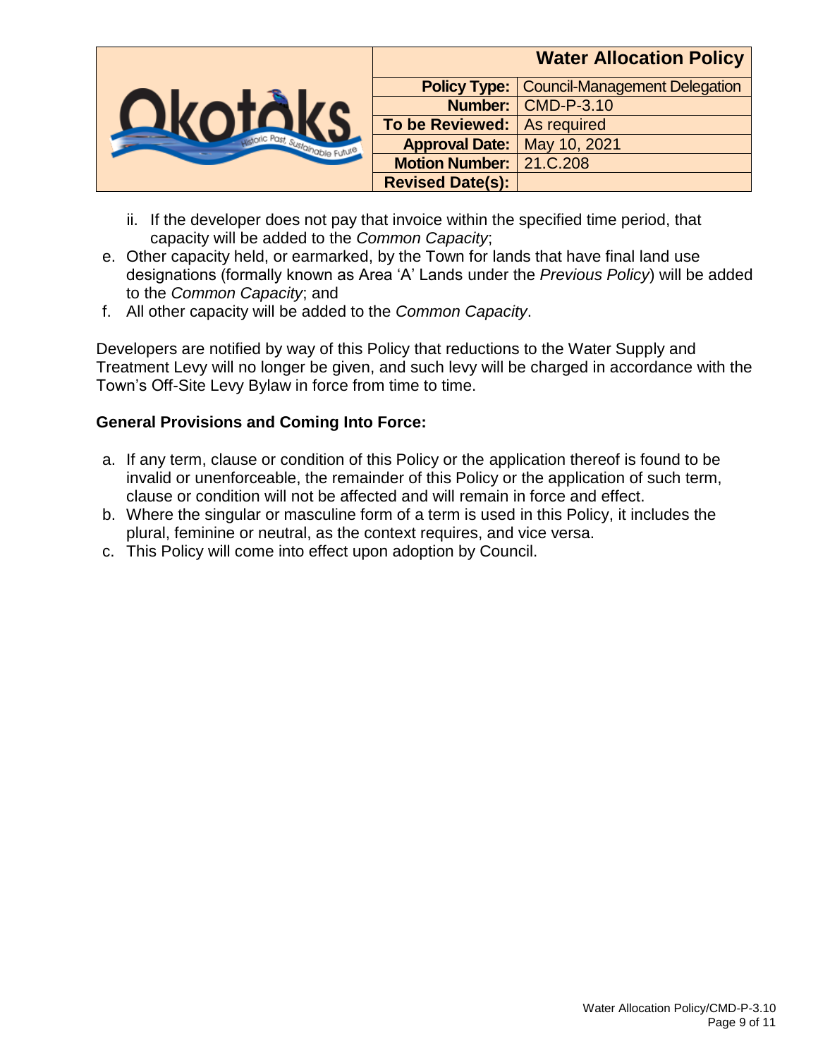ii. If the developer does not pay that invoice within the specified time period, that capacity will be added to the *Common Capacity*;

e. Other capacity held, or earmarked, by the Town for lands that have final land use designations (formally known as Area ‘A’ Lands under the *Previous Policy*) will be added to the *Common Capacity*; and

f. All other capacity will be added to the *Common Capacity*.

Developers are notified by way of this Policy that reductions to the Water Supply and Treatment Levy will no longer be given, and such levy will be charged in accordance with the Town’s Off-Site Levy Bylaw in force from time to time.

**General Provisions and Coming Into Force:**

a. If any term, clause or condition of this Policy or the application thereof is found to be invalid or unenforceable, the remainder of this Policy or the application of such term, clause or condition will not be affected and will remain in force and effect.

b. Where the singular or masculine form of a term is used in this Policy, it includes the plural, feminine or neutral, as the context requires, and vice versa.

c. This Policy will come into effect upon adoption by Council.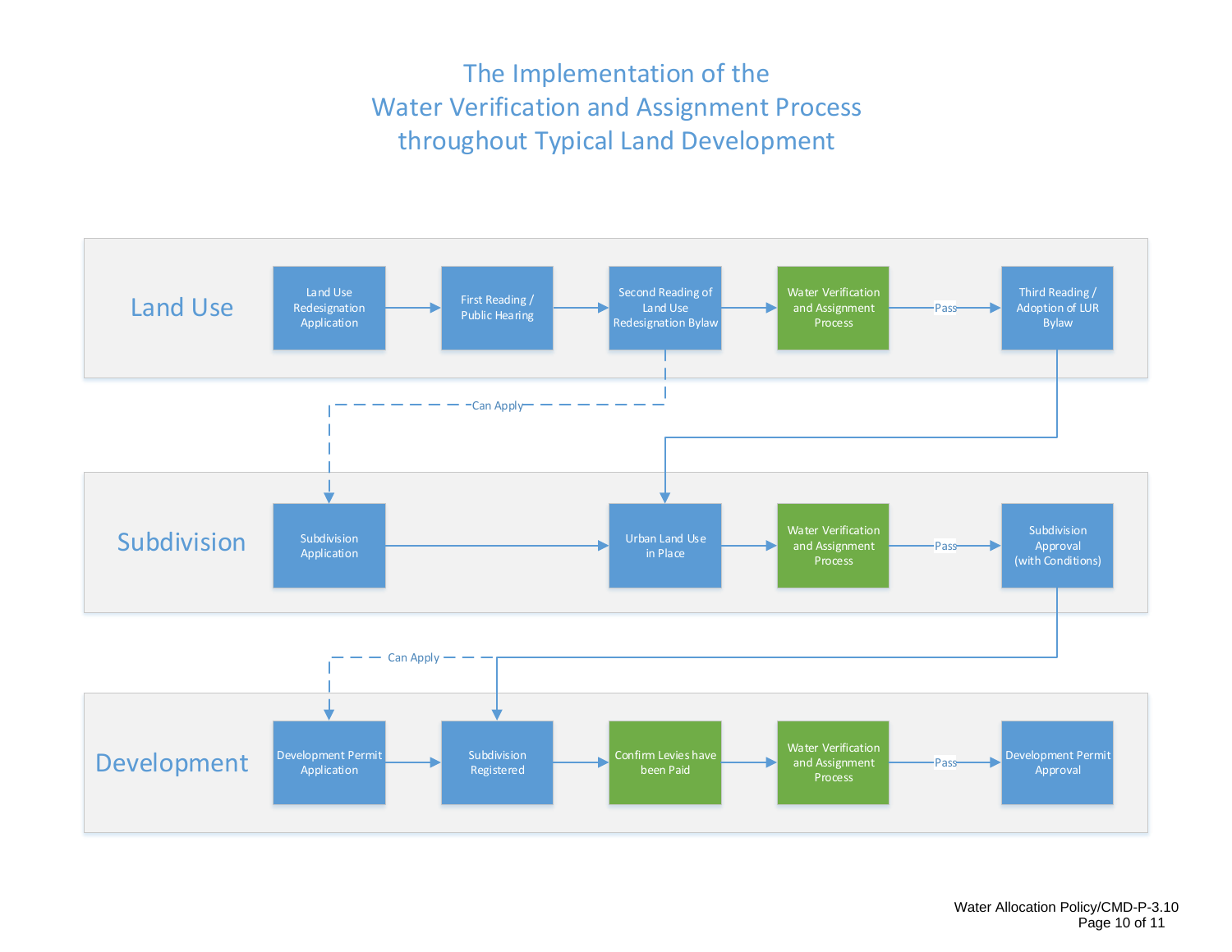# The Implementation of the Water Verification and Assignment Process throughout Typical Land Development

## Land Use

Land Use Redesignation Application → First Reading / Public Hearing → Second Reading of Land Use Redesignation Bylaw → Water Verification and Assignment Process → (Pass) → Third Reading / Adoption of LUR Bylaw

- From Second Reading of Land Use Redesignation Bylaw: Can Apply → Subdivision Application
- From Third Reading / Adoption of LUR Bylaw → Urban Land Use in Place

## Subdivision

Subdivision Application → Urban Land Use in Place → Water Verification and Assignment Process → (Pass) → Subdivision Approval (with Conditions)

- From Subdivision Application: Can Apply → Development Permit Application
- From Subdivision Approval (with Conditions) → Subdivision Registered

## Development

Development Permit Application → Subdivision Registered → Confirm Levies have been Paid → Water Verification and Assignment Process → (Pass) → Development Permit Approval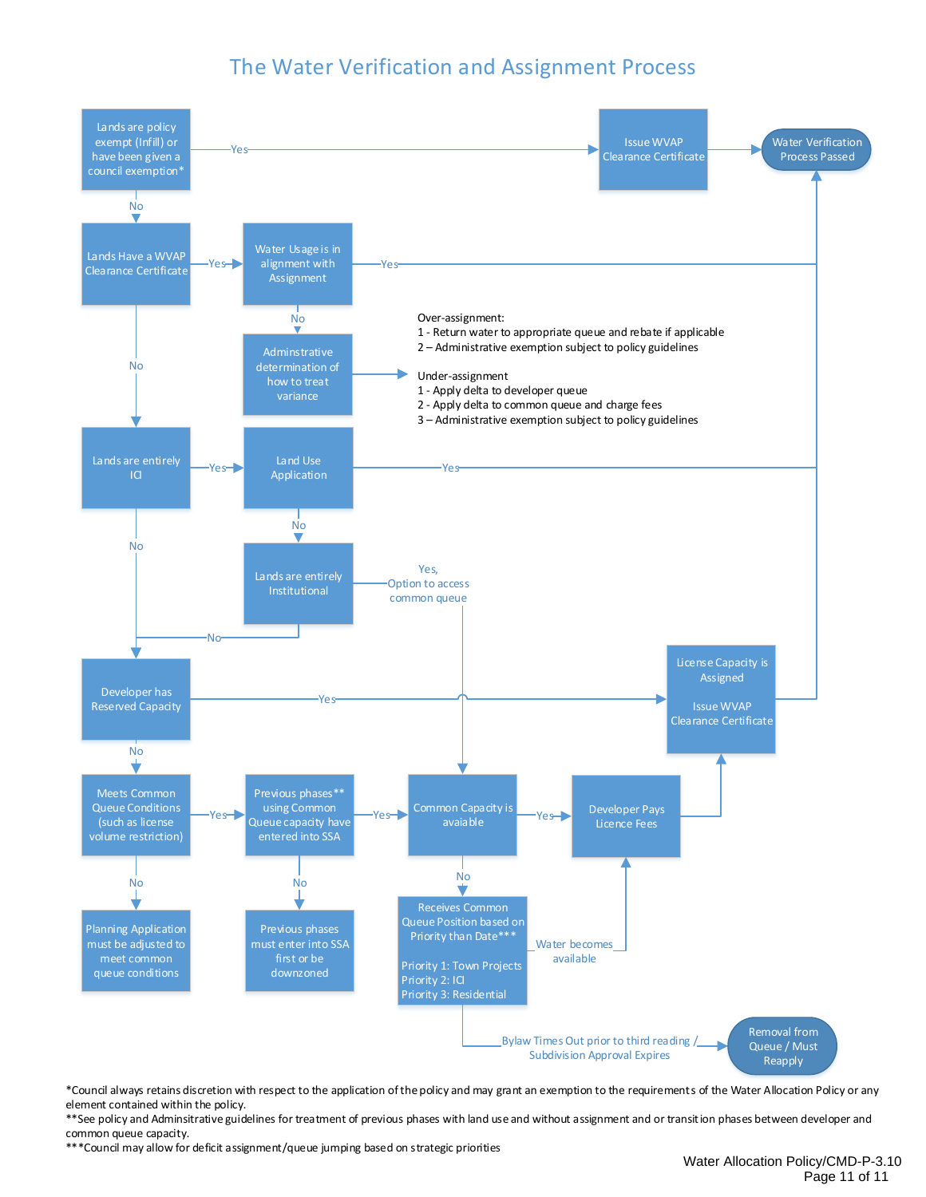# The Water Verification and Assignment Process

Lands are policy exempt (Infill) or have been given a council exemption*

Yes

Issue WVAP Clearance Certificate

Water Verification Process Passed

No

Lands Have a WVAP Clearance Certificate

Yes

Water Usage is in alignment with Assignment

Yes

No

Adminstrative determination of how to treat variance

Over-assignment:
1 - Return water to appropriate queue and rebate if applicable
2 – Administrative exemption subject to policy guidelines

Under-assignment
1 - Apply delta to developer queue
2 - Apply delta to common queue and charge fees
3 – Administrative exemption subject to policy guidelines

No

Lands are entirely ICI

Yes

Land Use Application

Yes

No

No

Lands are entirely Institutional

Yes, Option to access common queue

No

Developer has Reserved Capacity

Yes

License Capacity is Assigned

Issue WVAP Clearance Certificate

No

Meets Common Queue Conditions (such as license volume restriction)

Yes

Previous phases** using Common Queue capacity have entered into SSA

Yes

Common Capacity is avaiable

Yes

Developer Pays Licence Fees

No

Planning Application must be adjusted to meet common queue conditions

No

Previous phases must enter into SSA first or be downzoned

No

Receives Common Queue Position based on Priority than Date***

Priority 1: Town Projects
Priority 2: ICI
Priority 3: Residential

Water becomes available

Bylaw Times Out prior to third reading / Subdivision Approval Expires

Removal from Queue / Must Reapply

*Council always retains discretion with respect to the application of the policy and may grant an exemption to the requirements of the Water Allocation Policy or any element contained within the policy.
**See policy and Adminsitrative guidelines for treatment of previous phases with land use and without assignment and or transition phases between developer and common queue capacity.
***Council may allow for deficit assignment/queue jumping based on strategic priorities